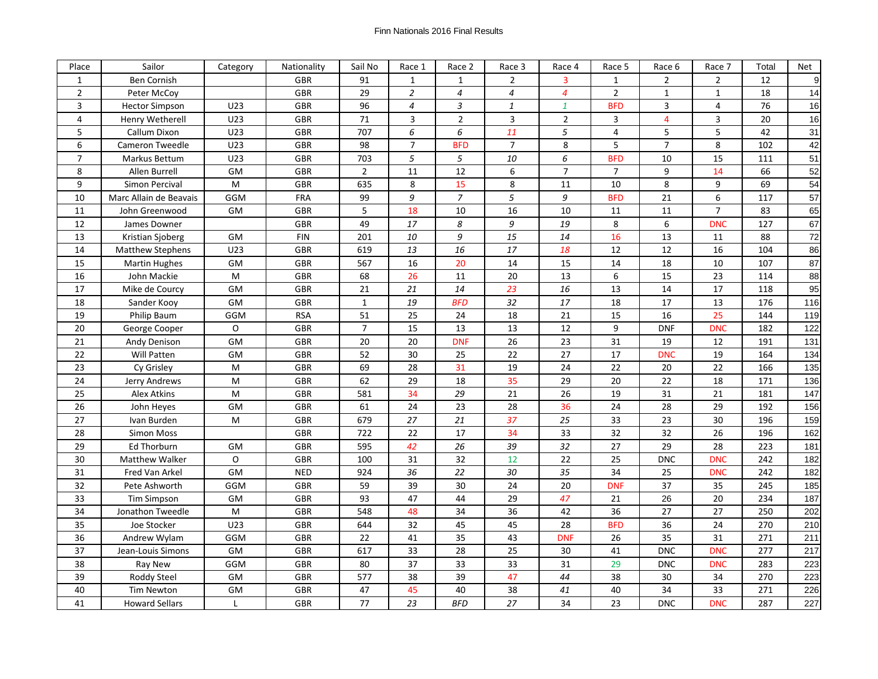Finn Nationals 2016 Final Results

| Place | Sailor | Category | Nationality | Sail No | Race 1 | Race 2 | Race 3 | Race 4 | Race 5 | Race 6 | Race 7 | Total | Net |
|---|---|---|---|---|---|---|---|---|---|---|---|---|---|
| 1 | Ben Cornish | | GBR | 91 | 1 | 1 | 2 | 3 | 1 | 2 | 2 | 12 | 9 |
| 2 | Peter McCoy | | GBR | 29 | 2 | 4 | 4 | 4 | 2 | 1 | 1 | 18 | 14 |
| 3 | Hector Simpson | U23 | GBR | 96 | 4 | 3 | 1 | 1 | BFD | 3 | 4 | 76 | 16 |
| 4 | Henry Wetherell | U23 | GBR | 71 | 3 | 2 | 3 | 2 | 3 | 4 | 3 | 20 | 16 |
| 5 | Callum Dixon | U23 | GBR | 707 | 6 | 6 | 11 | 5 | 4 | 5 | 5 | 42 | 31 |
| 6 | Cameron Tweedle | U23 | GBR | 98 | 7 | BFD | 7 | 8 | 5 | 7 | 8 | 102 | 42 |
| 7 | Markus Bettum | U23 | GBR | 703 | 5 | 5 | 10 | 6 | BFD | 10 | 15 | 111 | 51 |
| 8 | Allen Burrell | GM | GBR | 2 | 11 | 12 | 6 | 7 | 7 | 9 | 14 | 66 | 52 |
| 9 | Simon Percival | M | GBR | 635 | 8 | 15 | 8 | 11 | 10 | 8 | 9 | 69 | 54 |
| 10 | Marc Allain de Beavais | GGM | FRA | 99 | 9 | 7 | 5 | 9 | BFD | 21 | 6 | 117 | 57 |
| 11 | John Greenwood | GM | GBR | 5 | 18 | 10 | 16 | 10 | 11 | 11 | 7 | 83 | 65 |
| 12 | James Downer | | GBR | 49 | 17 | 8 | 9 | 19 | 8 | 6 | DNC | 127 | 67 |
| 13 | Kristian Sjoberg | GM | FIN | 201 | 10 | 9 | 15 | 14 | 16 | 13 | 11 | 88 | 72 |
| 14 | Matthew Stephens | U23 | GBR | 619 | 13 | 16 | 17 | 18 | 12 | 12 | 16 | 104 | 86 |
| 15 | Martin Hughes | GM | GBR | 567 | 16 | 20 | 14 | 15 | 14 | 18 | 10 | 107 | 87 |
| 16 | John Mackie | M | GBR | 68 | 26 | 11 | 20 | 13 | 6 | 15 | 23 | 114 | 88 |
| 17 | Mike de Courcy | GM | GBR | 21 | 21 | 14 | 23 | 16 | 13 | 14 | 17 | 118 | 95 |
| 18 | Sander Kooy | GM | GBR | 1 | 19 | BFD | 32 | 17 | 18 | 17 | 13 | 176 | 116 |
| 19 | Philip Baum | GGM | RSA | 51 | 25 | 24 | 18 | 21 | 15 | 16 | 25 | 144 | 119 |
| 20 | George Cooper | O | GBR | 7 | 15 | 13 | 13 | 12 | 9 | DNF | DNC | 182 | 122 |
| 21 | Andy Denison | GM | GBR | 20 | 20 | DNF | 26 | 23 | 31 | 19 | 12 | 191 | 131 |
| 22 | Will Patten | GM | GBR | 52 | 30 | 25 | 22 | 27 | 17 | DNC | 19 | 164 | 134 |
| 23 | Cy Grisley | M | GBR | 69 | 28 | 31 | 19 | 24 | 22 | 20 | 22 | 166 | 135 |
| 24 | Jerry Andrews | M | GBR | 62 | 29 | 18 | 35 | 29 | 20 | 22 | 18 | 171 | 136 |
| 25 | Alex Atkins | M | GBR | 581 | 34 | 29 | 21 | 26 | 19 | 31 | 21 | 181 | 147 |
| 26 | John Heyes | GM | GBR | 61 | 24 | 23 | 28 | 36 | 24 | 28 | 29 | 192 | 156 |
| 27 | Ivan Burden | M | GBR | 679 | 27 | 21 | 37 | 25 | 33 | 23 | 30 | 196 | 159 |
| 28 | Simon Moss | | GBR | 722 | 22 | 17 | 34 | 33 | 32 | 32 | 26 | 196 | 162 |
| 29 | Ed Thorburn | GM | GBR | 595 | 42 | 26 | 39 | 32 | 27 | 29 | 28 | 223 | 181 |
| 30 | Matthew Walker | O | GBR | 100 | 31 | 32 | 12 | 22 | 25 | DNC | DNC | 242 | 182 |
| 31 | Fred Van Arkel | GM | NED | 924 | 36 | 22 | 30 | 35 | 34 | 25 | DNC | 242 | 182 |
| 32 | Pete Ashworth | GGM | GBR | 59 | 39 | 30 | 24 | 20 | DNF | 37 | 35 | 245 | 185 |
| 33 | Tim Simpson | GM | GBR | 93 | 47 | 44 | 29 | 47 | 21 | 26 | 20 | 234 | 187 |
| 34 | Jonathon Tweedle | M | GBR | 548 | 48 | 34 | 36 | 42 | 36 | 27 | 27 | 250 | 202 |
| 35 | Joe Stocker | U23 | GBR | 644 | 32 | 45 | 45 | 28 | BFD | 36 | 24 | 270 | 210 |
| 36 | Andrew Wylam | GGM | GBR | 22 | 41 | 35 | 43 | DNF | 26 | 35 | 31 | 271 | 211 |
| 37 | Jean-Louis Simons | GM | GBR | 617 | 33 | 28 | 25 | 30 | 41 | DNC | DNC | 277 | 217 |
| 38 | Ray New | GGM | GBR | 80 | 37 | 33 | 33 | 31 | 29 | DNC | DNC | 283 | 223 |
| 39 | Roddy Steel | GM | GBR | 577 | 38 | 39 | 47 | 44 | 38 | 30 | 34 | 270 | 223 |
| 40 | Tim Newton | GM | GBR | 47 | 45 | 40 | 38 | 41 | 40 | 34 | 33 | 271 | 226 |
| 41 | Howard Sellars | L | GBR | 77 | 23 | BFD | 27 | 34 | 23 | DNC | DNC | 287 | 227 |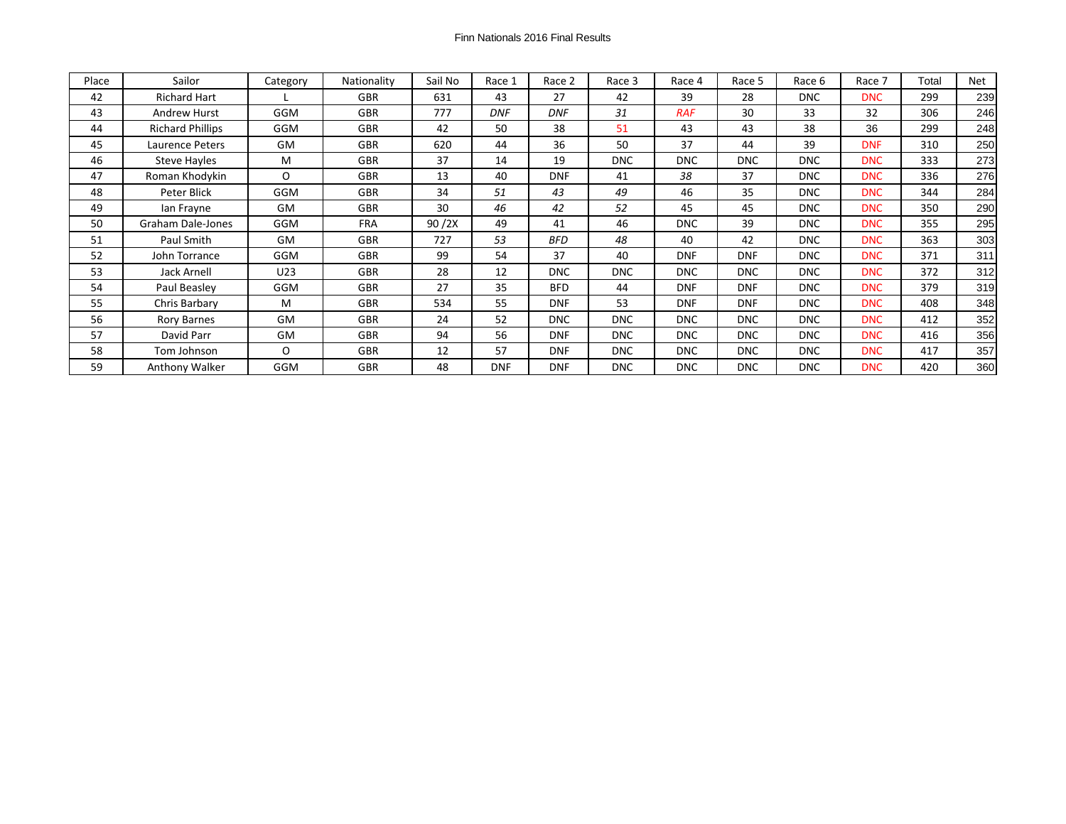Finn Nationals 2016 Final Results

| Place | Sailor | Category | Nationality | Sail No | Race 1 | Race 2 | Race 3 | Race 4 | Race 5 | Race 6 | Race 7 | Total | Net |
|---|---|---|---|---|---|---|---|---|---|---|---|---|---|
| 42 | Richard Hart | L | GBR | 631 | 43 | 27 | 42 | 39 | 28 | DNC | DNC | 299 | 239 |
| 43 | Andrew Hurst | GGM | GBR | 777 | *DNF* | *DNF* | *31* | *RAF* | 30 | 33 | 32 | 306 | 246 |
| 44 | Richard Phillips | GGM | GBR | 42 | 50 | 38 | 51 | 43 | 43 | 38 | 36 | 299 | 248 |
| 45 | Laurence Peters | GM | GBR | 620 | 44 | 36 | 50 | 37 | 44 | 39 | DNF | 310 | 250 |
| 46 | Steve Hayles | M | GBR | 37 | 14 | 19 | DNC | DNC | DNC | DNC | DNC | 333 | 273 |
| 47 | Roman Khodykin | O | GBR | 13 | 40 | DNF | 41 | *38* | 37 | DNC | DNC | 336 | 276 |
| 48 | Peter Blick | GGM | GBR | 34 | *51* | *43* | *49* | 46 | 35 | DNC | DNC | 344 | 284 |
| 49 | Ian Frayne | GM | GBR | 30 | *46* | *42* | *52* | 45 | 45 | DNC | DNC | 350 | 290 |
| 50 | Graham Dale-Jones | GGM | FRA | 90 /2X | 49 | 41 | 46 | DNC | 39 | DNC | DNC | 355 | 295 |
| 51 | Paul Smith | GM | GBR | 727 | *53* | *BFD* | *48* | 40 | 42 | DNC | DNC | 363 | 303 |
| 52 | John Torrance | GGM | GBR | 99 | 54 | 37 | 40 | DNF | DNF | DNC | DNC | 371 | 311 |
| 53 | Jack Arnell | U23 | GBR | 28 | 12 | DNC | DNC | DNC | DNC | DNC | DNC | 372 | 312 |
| 54 | Paul Beasley | GGM | GBR | 27 | 35 | BFD | 44 | DNF | DNF | DNC | DNC | 379 | 319 |
| 55 | Chris Barbary | M | GBR | 534 | 55 | DNF | 53 | DNF | DNF | DNC | DNC | 408 | 348 |
| 56 | Rory Barnes | GM | GBR | 24 | 52 | DNC | DNC | DNC | DNC | DNC | DNC | 412 | 352 |
| 57 | David Parr | GM | GBR | 94 | 56 | DNF | DNC | DNC | DNC | DNC | DNC | 416 | 356 |
| 58 | Tom Johnson | O | GBR | 12 | 57 | DNF | DNC | DNC | DNC | DNC | DNC | 417 | 357 |
| 59 | Anthony Walker | GGM | GBR | 48 | DNF | DNF | DNC | DNC | DNC | DNC | DNC | 420 | 360 |